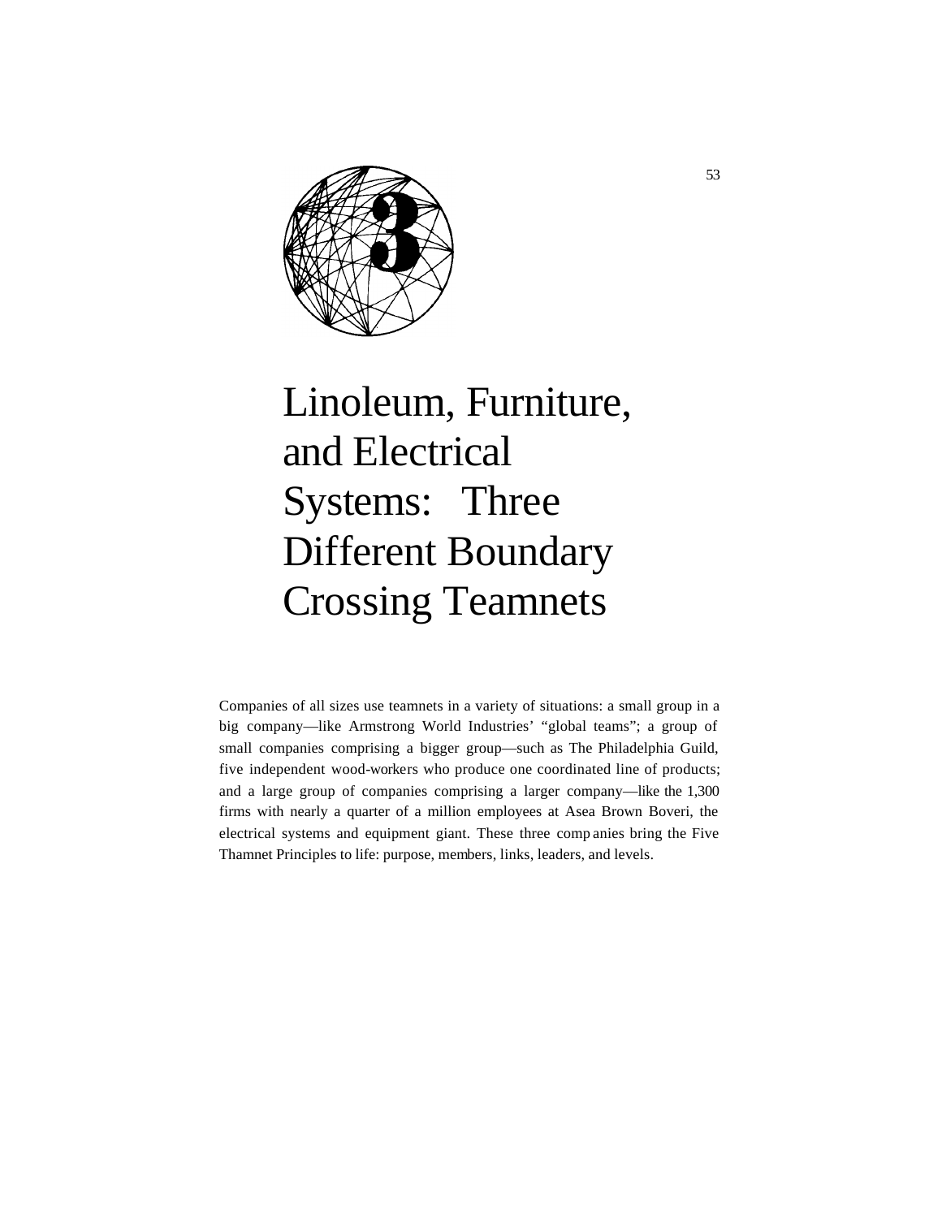# 3

# Linoleum, Furniture, and Electrical Systems: Three Different Boundary Crossing Teamnets

Companies of all sizes use teamnets in a variety of situations: a small group in a big company—like Armstrong World Industries' "global teams"; a group of small companies comprising a bigger group—such as The Philadelphia Guild, five independent wood-workers who produce one coordinated line of products; and a large group of companies comprising a larger company—like the 1,300 firms with nearly a quarter of a million employees at Asea Brown Boveri, the electrical systems and equipment giant. These three companies bring the Five Thamnet Principles to life: purpose, members, links, leaders, and levels.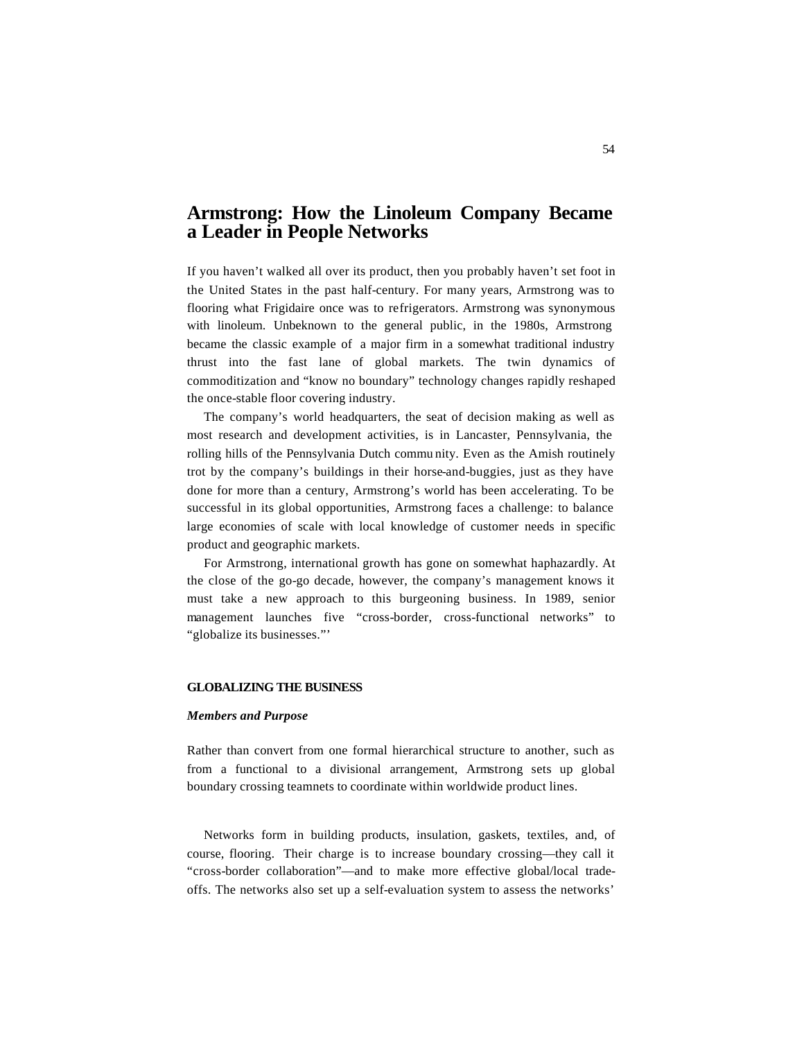# Armstrong: How the Linoleum Company Became a Leader in People Networks

If you haven't walked all over its product, then you probably haven't set foot in the United States in the past half-century. For many years, Armstrong was to flooring what Frigidaire once was to refrigerators. Armstrong was synonymous with linoleum. Unbeknown to the general public, in the 1980s, Armstrong became the classic example of a major firm in a somewhat traditional industry thrust into the fast lane of global markets. The twin dynamics of commoditization and "know no boundary" technology changes rapidly reshaped the once-stable floor covering industry.

The company's world headquarters, the seat of decision making as well as most research and development activities, is in Lancaster, Pennsylvania, the rolling hills of the Pennsylvania Dutch community. Even as the Amish routinely trot by the company's buildings in their horse-and-buggies, just as they have done for more than a century, Armstrong's world has been accelerating. To be successful in its global opportunities, Armstrong faces a challenge: to balance large economies of scale with local knowledge of customer needs in specific product and geographic markets.

For Armstrong, international growth has gone on somewhat haphazardly. At the close of the go-go decade, however, the company's management knows it must take a new approach to this burgeoning business. In 1989, senior management launches five "cross-border, cross-functional networks" to "globalize its businesses."'

### GLOBALIZING THE BUSINESS

#### *Members and Purpose*

Rather than convert from one formal hierarchical structure to another, such as from a functional to a divisional arrangement, Armstrong sets up global boundary crossing teamnets to coordinate within worldwide product lines.

Networks form in building products, insulation, gaskets, textiles, and, of course, flooring. Their charge is to increase boundary crossing—they call it "cross-border collaboration"—and to make more effective global/local trade-offs. The networks also set up a self-evaluation system to assess the networks'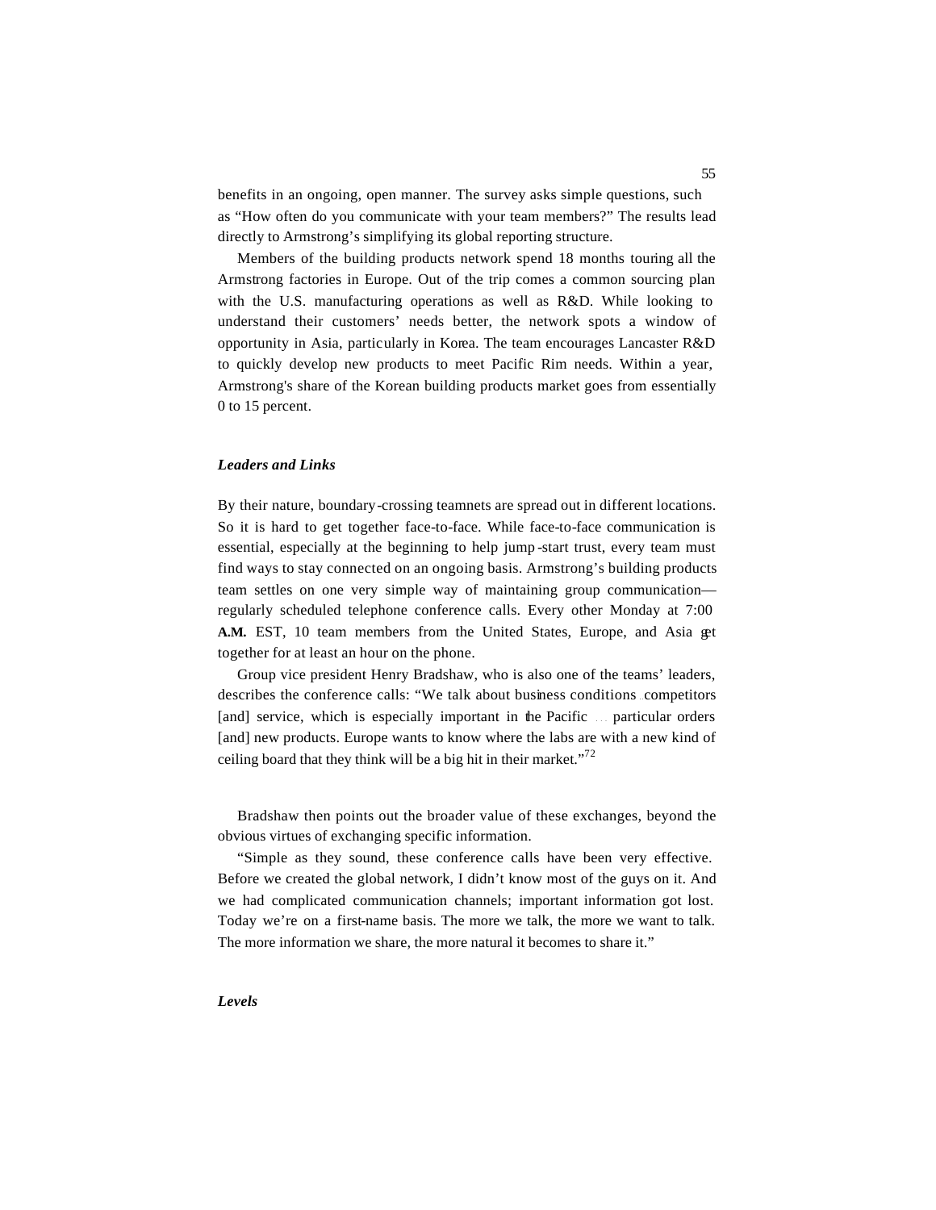benefits in an ongoing, open manner. The survey asks simple questions, such as "How often do you communicate with your team members?" The results lead directly to Armstrong's simplifying its global reporting structure.

Members of the building products network spend 18 months touring all the Armstrong factories in Europe. Out of the trip comes a common sourcing plan with the U.S. manufacturing operations as well as R&D. While looking to understand their customers' needs better, the network spots a window of opportunity in Asia, particularly in Korea. The team encourages Lancaster R&D to quickly develop new products to meet Pacific Rim needs. Within a year, Armstrong's share of the Korean building products market goes from essentially 0 to 15 percent.

### *Leaders and Links*

By their nature, boundary-crossing teamnets are spread out in different locations. So it is hard to get together face-to-face. While face-to-face communication is essential, especially at the beginning to help jump-start trust, every team must find ways to stay connected on an ongoing basis. Armstrong's building products team settles on one very simple way of maintaining group communication—regularly scheduled telephone conference calls. Every other Monday at 7:00 **A.M.** EST, 10 team members from the United States, Europe, and Asia get together for at least an hour on the phone.

Group vice president Henry Bradshaw, who is also one of the teams' leaders, describes the conference calls: "We talk about business conditions .. competitors [and] service, which is especially important in the Pacific ... particular orders [and] new products. Europe wants to know where the labs are with a new kind of ceiling board that they think will be a big hit in their market."[72]

Bradshaw then points out the broader value of these exchanges, beyond the obvious virtues of exchanging specific information.

"Simple as they sound, these conference calls have been very effective. Before we created the global network, I didn't know most of the guys on it. And we had complicated communication channels; important information got lost. Today we're on a first-name basis. The more we talk, the more we want to talk. The more information we share, the more natural it becomes to share it."

### *Levels*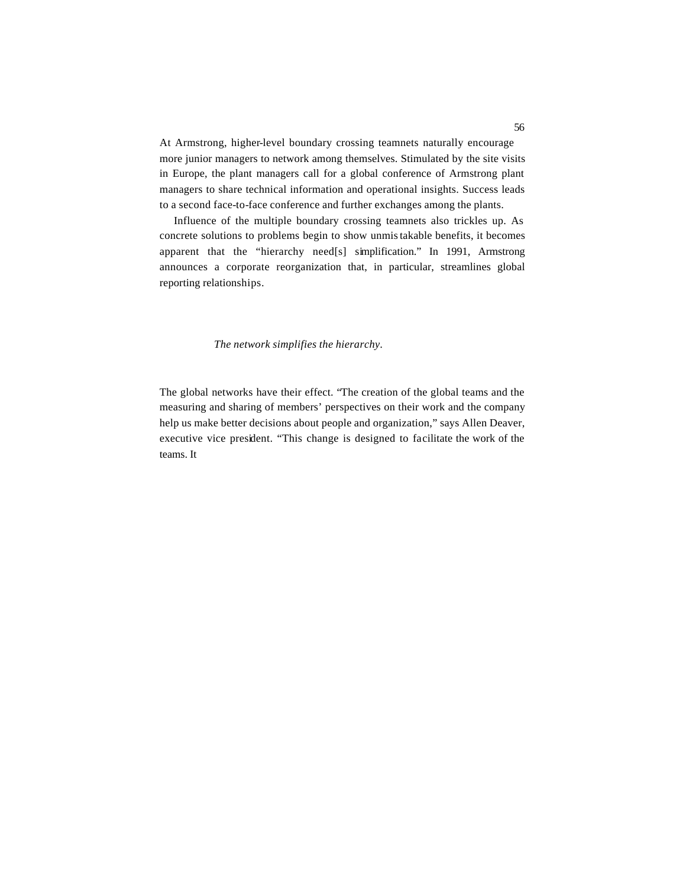At Armstrong, higher-level boundary crossing teamnets naturally encourage more junior managers to network among themselves. Stimulated by the site visits in Europe, the plant managers call for a global conference of Armstrong plant managers to share technical information and operational insights. Success leads to a second face-to-face conference and further exchanges among the plants.

Influence of the multiple boundary crossing teamnets also trickles up. As concrete solutions to problems begin to show unmistakable benefits, it becomes apparent that the "hierarchy need[s] simplification." In 1991, Armstrong announces a corporate reorganization that, in particular, streamlines global reporting relationships.

*The network simplifies the hierarchy.*

The global networks have their effect. "The creation of the global teams and the measuring and sharing of members' perspectives on their work and the company help us make better decisions about people and organization," says Allen Deaver, executive vice president. "This change is designed to facilitate the work of the teams. It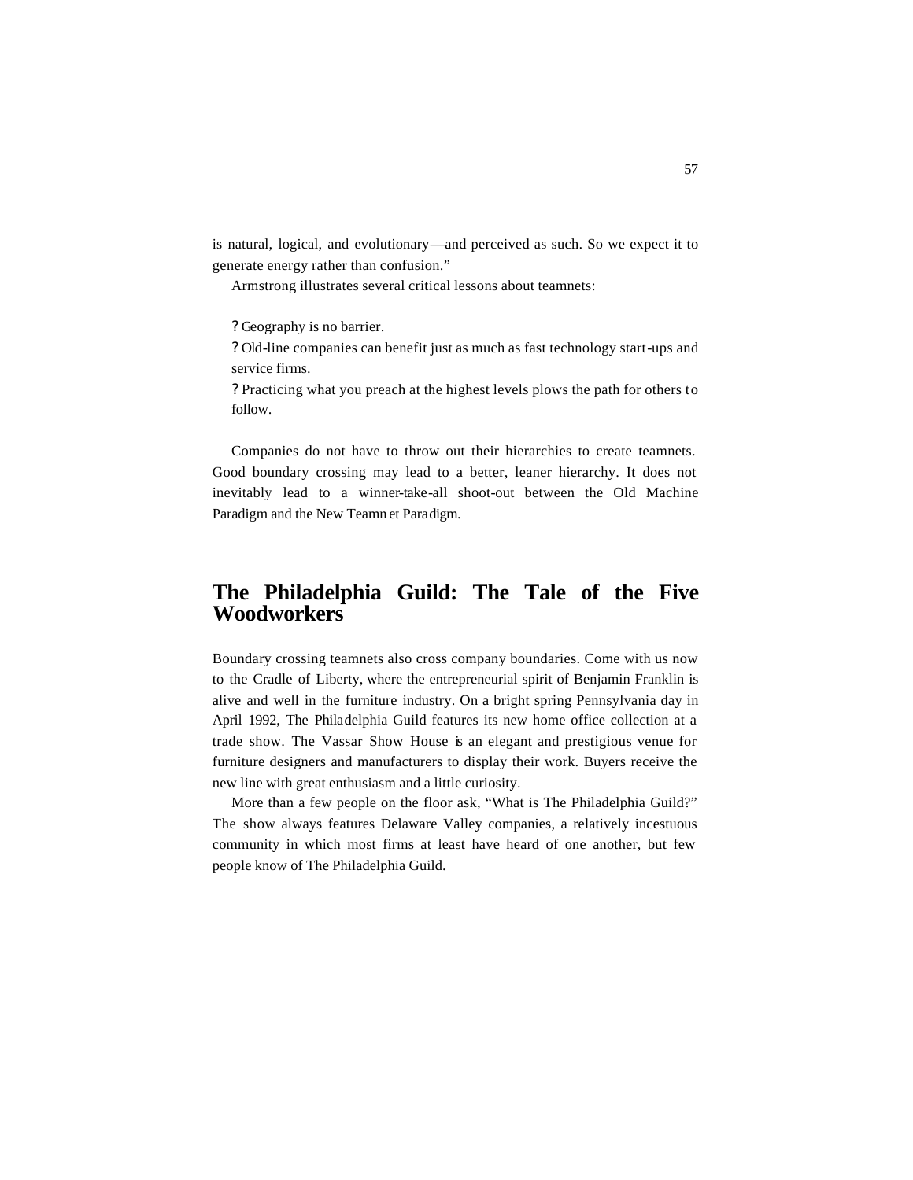is natural, logical, and evolutionary—and perceived as such. So we expect it to generate energy rather than confusion."

Armstrong illustrates several critical lessons about teamnets:

- Geography is no barrier.
- Old-line companies can benefit just as much as fast technology start-ups and service firms.
- Practicing what you preach at the highest levels plows the path for others to follow.

Companies do not have to throw out their hierarchies to create teamnets. Good boundary crossing may lead to a better, leaner hierarchy. It does not inevitably lead to a winner-take-all shoot-out between the Old Machine Paradigm and the New Teamnet Paradigm.

## The Philadelphia Guild: The Tale of the Five Woodworkers

Boundary crossing teamnets also cross company boundaries. Come with us now to the Cradle of Liberty, where the entrepreneurial spirit of Benjamin Franklin is alive and well in the furniture industry. On a bright spring Pennsylvania day in April 1992, The Philadelphia Guild features its new home office collection at a trade show. The Vassar Show House is an elegant and prestigious venue for furniture designers and manufacturers to display their work. Buyers receive the new line with great enthusiasm and a little curiosity.

More than a few people on the floor ask, "What is The Philadelphia Guild?" The show always features Delaware Valley companies, a relatively incestuous community in which most firms at least have heard of one another, but few people know of The Philadelphia Guild.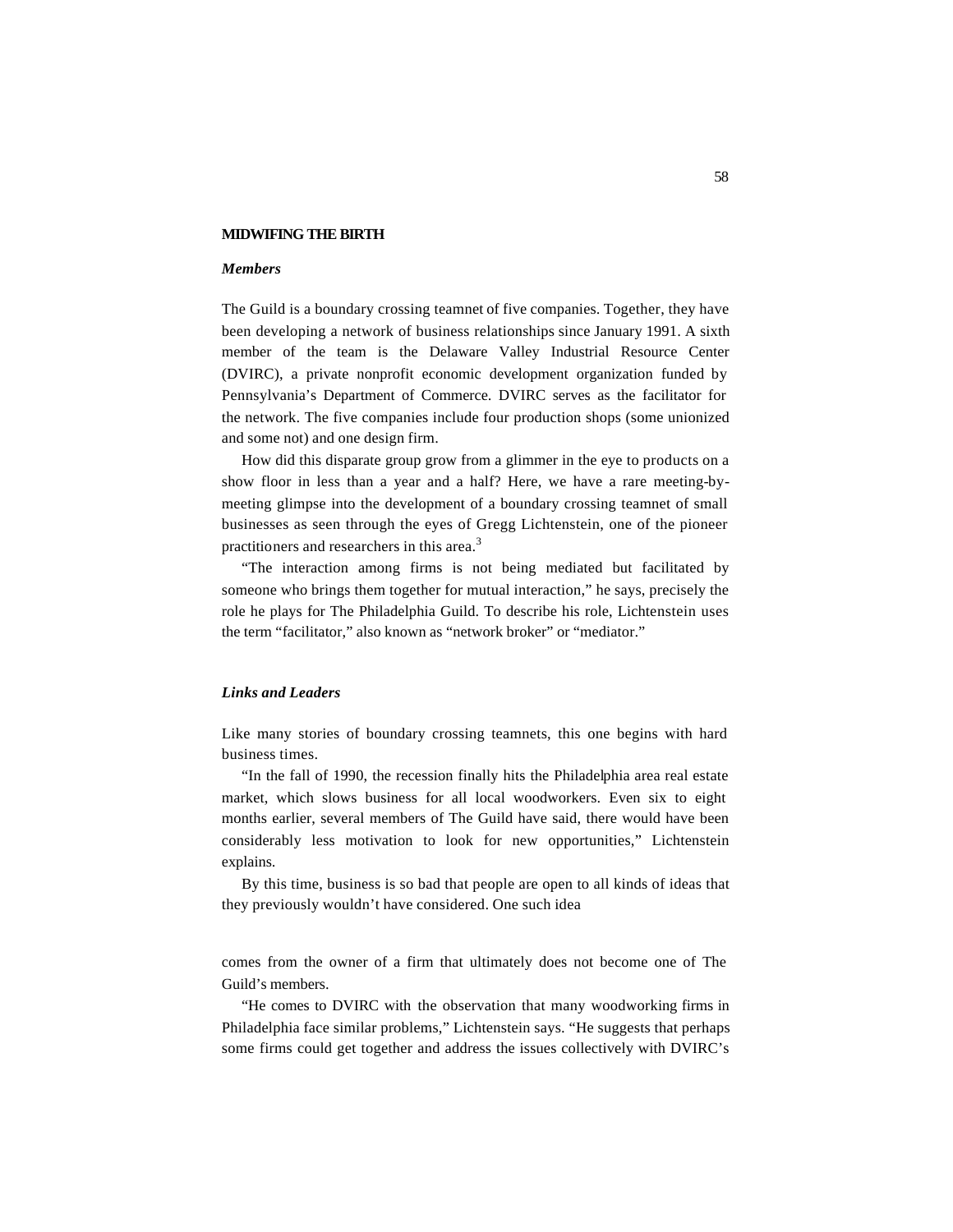## MIDWIFING THE BIRTH

### *Members*

The Guild is a boundary crossing teamnet of five companies. Together, they have been developing a network of business relationships since January 1991. A sixth member of the team is the Delaware Valley Industrial Resource Center (DVIRC), a private nonprofit economic development organization funded by Pennsylvania's Department of Commerce. DVIRC serves as the facilitator for the network. The five companies include four production shops (some unionized and some not) and one design firm.

How did this disparate group grow from a glimmer in the eye to products on a show floor in less than a year and a half? Here, we have a rare meeting-by-meeting glimpse into the development of a boundary crossing teamnet of small businesses as seen through the eyes of Gregg Lichtenstein, one of the pioneer practitioners and researchers in this area.[3]

"The interaction among firms is not being mediated but facilitated by someone who brings them together for mutual interaction," he says, precisely the role he plays for The Philadelphia Guild. To describe his role, Lichtenstein uses the term "facilitator," also known as "network broker" or "mediator."

### *Links and Leaders*

Like many stories of boundary crossing teamnets, this one begins with hard business times.

"In the fall of 1990, the recession finally hits the Philadelphia area real estate market, which slows business for all local woodworkers. Even six to eight months earlier, several members of The Guild have said, there would have been considerably less motivation to look for new opportunities," Lichtenstein explains.

By this time, business is so bad that people are open to all kinds of ideas that they previously wouldn't have considered. One such idea comes from the owner of a firm that ultimately does not become one of The Guild's members.

"He comes to DVIRC with the observation that many woodworking firms in Philadelphia face similar problems," Lichtenstein says. "He suggests that perhaps some firms could get together and address the issues collectively with DVIRC's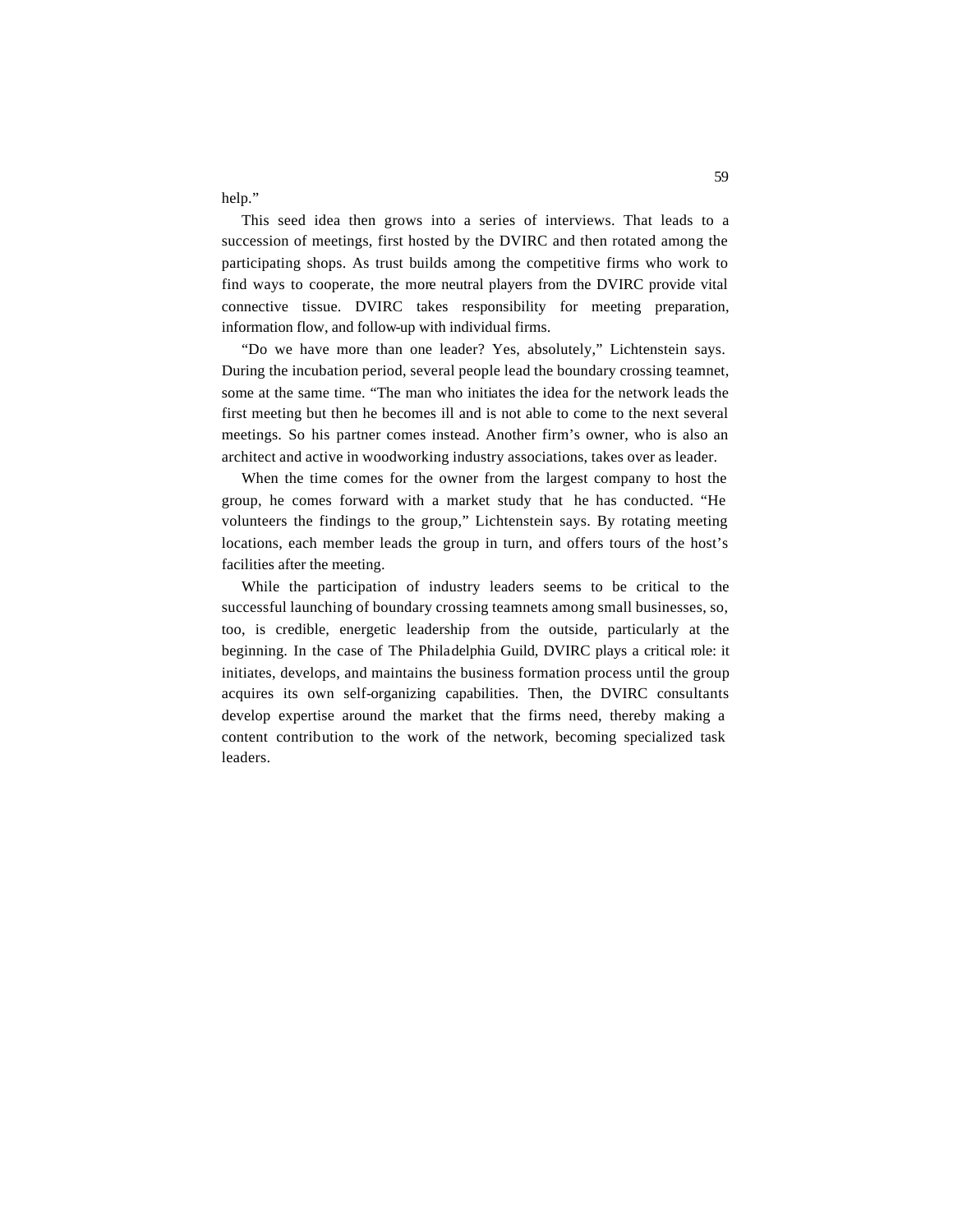help."

This seed idea then grows into a series of interviews. That leads to a succession of meetings, first hosted by the DVIRC and then rotated among the participating shops. As trust builds among the competitive firms who work to find ways to cooperate, the more neutral players from the DVIRC provide vital connective tissue. DVIRC takes responsibility for meeting preparation, information flow, and follow-up with individual firms.

"Do we have more than one leader? Yes, absolutely," Lichtenstein says. During the incubation period, several people lead the boundary crossing teamnet, some at the same time. "The man who initiates the idea for the network leads the first meeting but then he becomes ill and is not able to come to the next several meetings. So his partner comes instead. Another firm's owner, who is also an architect and active in woodworking industry associations, takes over as leader.

When the time comes for the owner from the largest company to host the group, he comes forward with a market study that he has conducted. "He volunteers the findings to the group," Lichtenstein says. By rotating meeting locations, each member leads the group in turn, and offers tours of the host's facilities after the meeting.

While the participation of industry leaders seems to be critical to the successful launching of boundary crossing teamnets among small businesses, so, too, is credible, energetic leadership from the outside, particularly at the beginning. In the case of The Philadelphia Guild, DVIRC plays a critical role: it initiates, develops, and maintains the business formation process until the group acquires its own self-organizing capabilities. Then, the DVIRC consultants develop expertise around the market that the firms need, thereby making a content contribution to the work of the network, becoming specialized task leaders.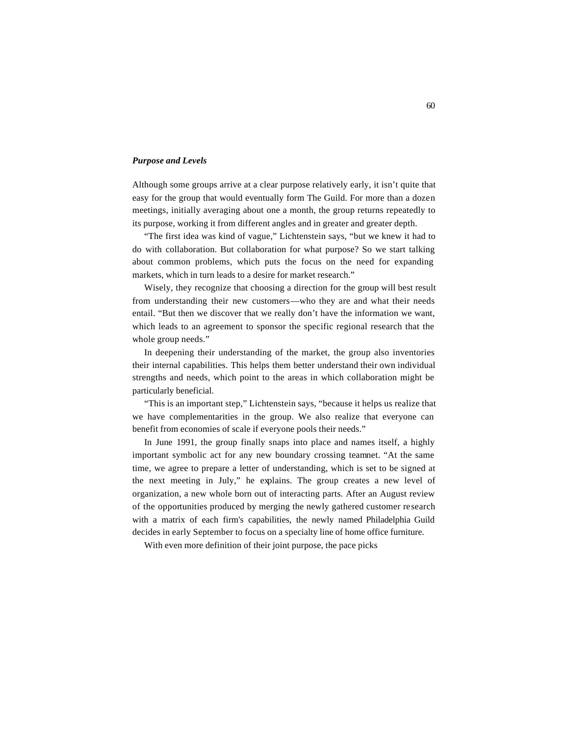### *Purpose and Levels*

Although some groups arrive at a clear purpose relatively early, it isn't quite that easy for the group that would eventually form The Guild. For more than a dozen meetings, initially averaging about one a month, the group returns repeatedly to its purpose, working it from different angles and in greater and greater depth.

"The first idea was kind of vague," Lichtenstein says, "but we knew it had to do with collaboration. But collaboration for what purpose? So we start talking about common problems, which puts the focus on the need for expanding markets, which in turn leads to a desire for market research."

Wisely, they recognize that choosing a direction for the group will best result from understanding their new customers—who they are and what their needs entail. "But then we discover that we really don't have the information we want, which leads to an agreement to sponsor the specific regional research that the whole group needs."

In deepening their understanding of the market, the group also inventories their internal capabilities. This helps them better understand their own individual strengths and needs, which point to the areas in which collaboration might be particularly beneficial.

"This is an important step," Lichtenstein says, "because it helps us realize that we have complementarities in the group. We also realize that everyone can benefit from economies of scale if everyone pools their needs."

In June 1991, the group finally snaps into place and names itself, a highly important symbolic act for any new boundary crossing teamnet. "At the same time, we agree to prepare a letter of understanding, which is set to be signed at the next meeting in July," he explains. The group creates a new level of organization, a new whole born out of interacting parts. After an August review of the opportunities produced by merging the newly gathered customer research with a matrix of each firm's capabilities, the newly named Philadelphia Guild decides in early September to focus on a specialty line of home office furniture.

With even more definition of their joint purpose, the pace picks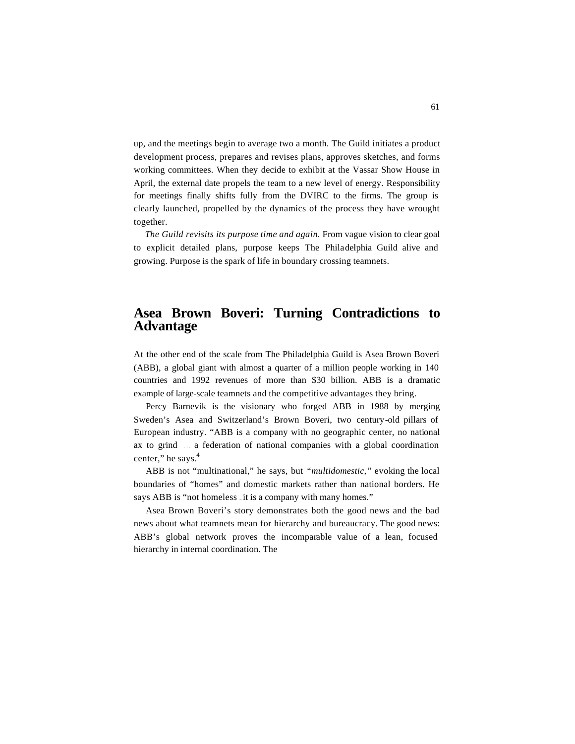up, and the meetings begin to average two a month. The Guild initiates a product development process, prepares and revises plans, approves sketches, and forms working committees. When they decide to exhibit at the Vassar Show House in April, the external date propels the team to a new level of energy. Responsibility for meetings finally shifts fully from the DVIRC to the firms. The group is clearly launched, propelled by the dynamics of the process they have wrought together.

*The Guild revisits its purpose time and again.* From vague vision to clear goal to explicit detailed plans, purpose keeps The Philadelphia Guild alive and growing. Purpose is the spark of life in boundary crossing teamnets.

## Asea Brown Boveri: Turning Contradictions to Advantage

At the other end of the scale from The Philadelphia Guild is Asea Brown Boveri (ABB), a global giant with almost a quarter of a million people working in 140 countries and 1992 revenues of more than $30 billion. ABB is a dramatic example of large-scale teamnets and the competitive advantages they bring.

Percy Barnevik is the visionary who forged ABB in 1988 by merging Sweden's Asea and Switzerland's Brown Boveri, two century-old pillars of European industry. "ABB is a company with no geographic center, no national ax to grind ... a federation of national companies with a global coordination center," he says.[4]

ABB is not "multinational," he says, but *"multidomestic,"* evoking the local boundaries of "homes" and domestic markets rather than national borders. He says ABB is "not homeless ... it is a company with many homes."

Asea Brown Boveri's story demonstrates both the good news and the bad news about what teamnets mean for hierarchy and bureaucracy. The good news: ABB's global network proves the incomparable value of a lean, focused hierarchy in internal coordination. The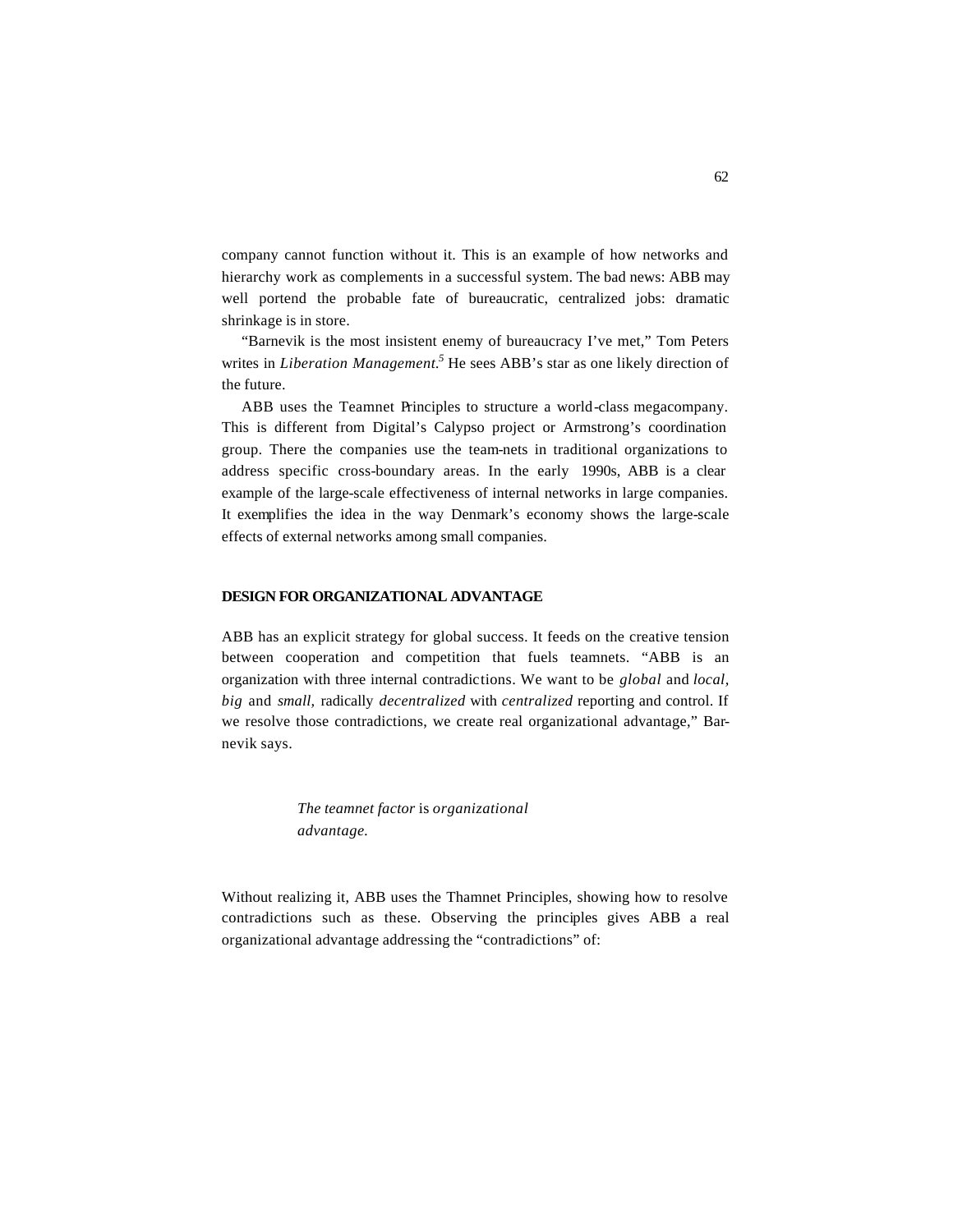company cannot function without it. This is an example of how networks and hierarchy work as complements in a successful system. The bad news: ABB may well portend the probable fate of bureaucratic, centralized jobs: dramatic shrinkage is in store.

"Barnevik is the most insistent enemy of bureaucracy I've met," Tom Peters writes in *Liberation Management.*[5] He sees ABB's star as one likely direction of the future.

ABB uses the Teamnet Principles to structure a world-class megacompany. This is different from Digital's Calypso project or Armstrong's coordination group. There the companies use the team-nets in traditional organizations to address specific cross-boundary areas. In the early 1990s, ABB is a clear example of the large-scale effectiveness of internal networks in large companies. It exemplifies the idea in the way Denmark's economy shows the large-scale effects of external networks among small companies.

## DESIGN FOR ORGANIZATIONAL ADVANTAGE

ABB has an explicit strategy for global success. It feeds on the creative tension between cooperation and competition that fuels teamnets. "ABB is an organization with three internal contradictions. We want to be *global* and *local, big* and *small,* radically *decentralized* with *centralized* reporting and control. If we resolve those contradictions, we create real organizational advantage," Barnevik says.

> *The teamnet factor* is *organizational advantage.*

Without realizing it, ABB uses the Thamnet Principles, showing how to resolve contradictions such as these. Observing the principles gives ABB a real organizational advantage addressing the "contradictions" of: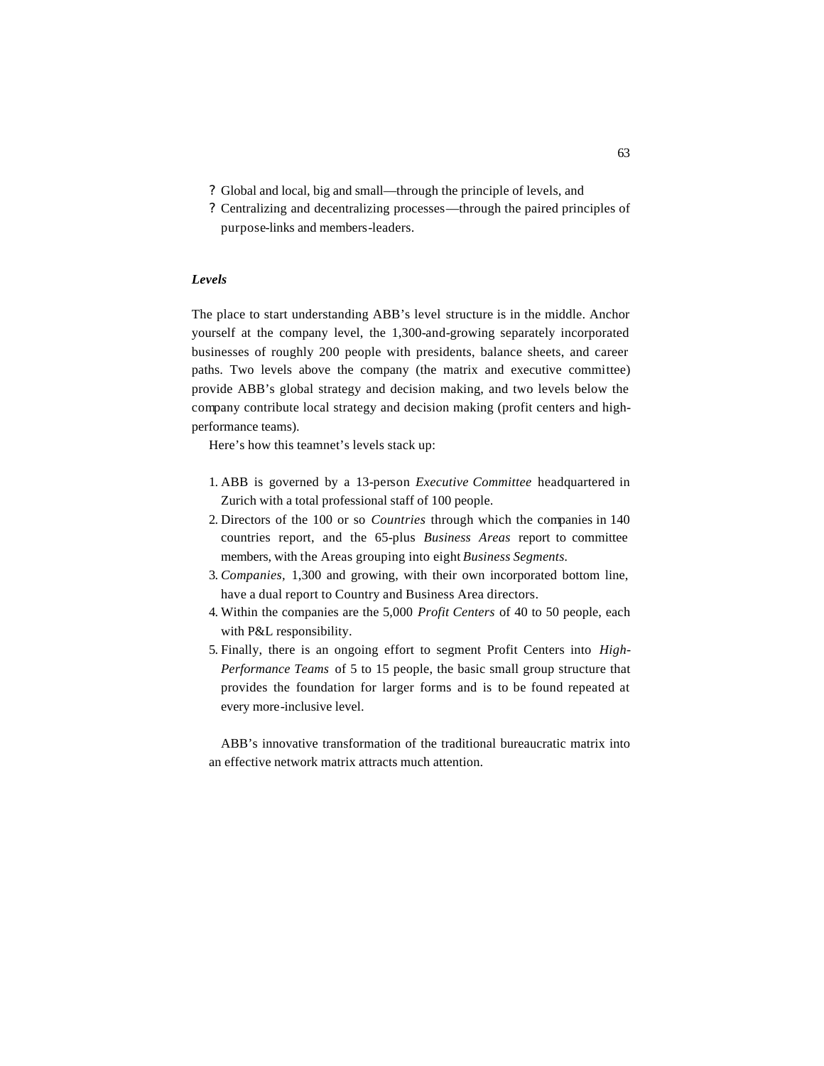? Global and local, big and small—through the principle of levels, and
? Centralizing and decentralizing processes—through the paired principles of purpose-links and members-leaders.

### *Levels*

The place to start understanding ABB's level structure is in the middle. Anchor yourself at the company level, the 1,300-and-growing separately incorporated businesses of roughly 200 people with presidents, balance sheets, and career paths. Two levels above the company (the matrix and executive committee) provide ABB's global strategy and decision making, and two levels below the company contribute local strategy and decision making (profit centers and high-performance teams).

Here's how this teamnet's levels stack up:

1. ABB is governed by a 13-person *Executive Committee* headquartered in Zurich with a total professional staff of 100 people.
2. Directors of the 100 or so *Countries* through which the companies in 140 countries report, and the 65-plus *Business Areas* report to committee members, with the Areas grouping into eight *Business Segments.*
3. *Companies,* 1,300 and growing, with their own incorporated bottom line, have a dual report to Country and Business Area directors.
4. Within the companies are the 5,000 *Profit Centers* of 40 to 50 people, each with P&L responsibility.
5. Finally, there is an ongoing effort to segment Profit Centers into *High-Performance Teams* of 5 to 15 people, the basic small group structure that provides the foundation for larger forms and is to be found repeated at every more-inclusive level.

ABB's innovative transformation of the traditional bureaucratic matrix into an effective network matrix attracts much attention.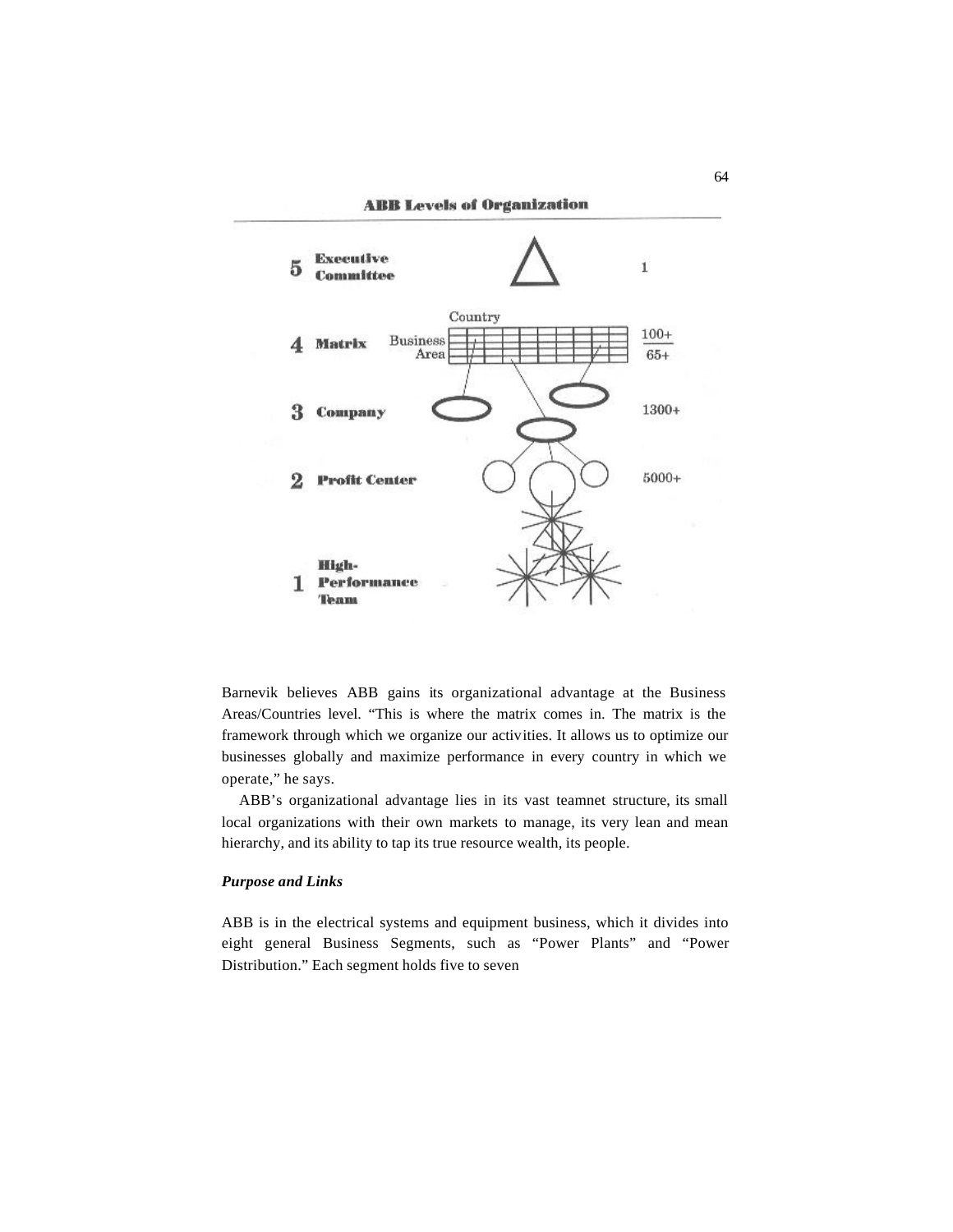**ABB Levels of Organization**

| Level | | Count |
|---|---|---|
| 5 | Executive Committee | 1 |
| 4 | Matrix (Country / Business Area) | 100+ / 65+ |
| 3 | Company | 1300+ |
| 2 | Profit Center | 5000+ |
| 1 | High-Performance Team | |

Barnevik believes ABB gains its organizational advantage at the Business Areas/Countries level. "This is where the matrix comes in. The matrix is the framework through which we organize our activities. It allows us to optimize our businesses globally and maximize performance in every country in which we operate," he says.

ABB's organizational advantage lies in its vast teamnet structure, its small local organizations with their own markets to manage, its very lean and mean hierarchy, and its ability to tap its true resource wealth, its people.

### *Purpose and Links*

ABB is in the electrical systems and equipment business, which it divides into eight general Business Segments, such as "Power Plants" and "Power Distribution." Each segment holds five to seven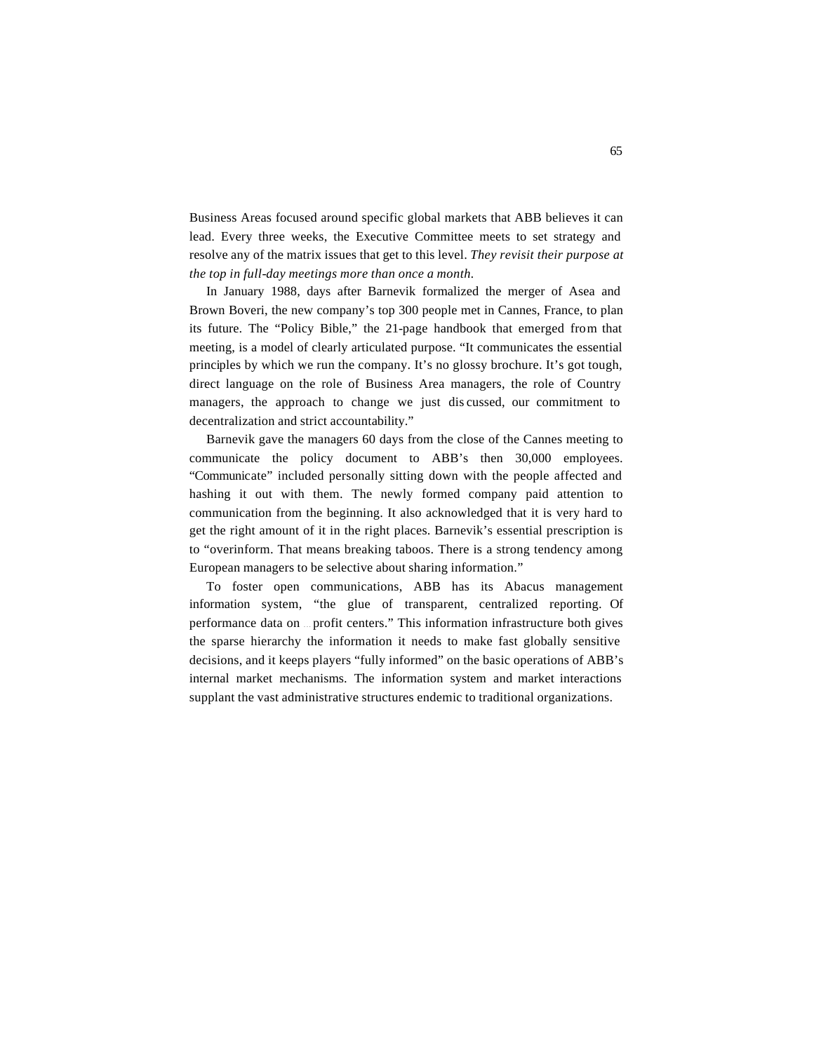Business Areas focused around specific global markets that ABB believes it can lead. Every three weeks, the Executive Committee meets to set strategy and resolve any of the matrix issues that get to this level. *They revisit their purpose at the top in full-day meetings more than once a month.*

In January 1988, days after Barnevik formalized the merger of Asea and Brown Boveri, the new company's top 300 people met in Cannes, France, to plan its future. The "Policy Bible," the 21-page handbook that emerged from that meeting, is a model of clearly articulated purpose. "It communicates the essential principles by which we run the company. It's no glossy brochure. It's got tough, direct language on the role of Business Area managers, the role of Country managers, the approach to change we just discussed, our commitment to decentralization and strict accountability."

Barnevik gave the managers 60 days from the close of the Cannes meeting to communicate the policy document to ABB's then 30,000 employees. "Communicate" included personally sitting down with the people affected and hashing it out with them. The newly formed company paid attention to communication from the beginning. It also acknowledged that it is very hard to get the right amount of it in the right places. Barnevik's essential prescription is to "overinform. That means breaking taboos. There is a strong tendency among European managers to be selective about sharing information."

To foster open communications, ABB has its Abacus management information system, "the glue of transparent, centralized reporting. Of performance data on ... profit centers." This information infrastructure both gives the sparse hierarchy the information it needs to make fast globally sensitive decisions, and it keeps players "fully informed" on the basic operations of ABB's internal market mechanisms. The information system and market interactions supplant the vast administrative structures endemic to traditional organizations.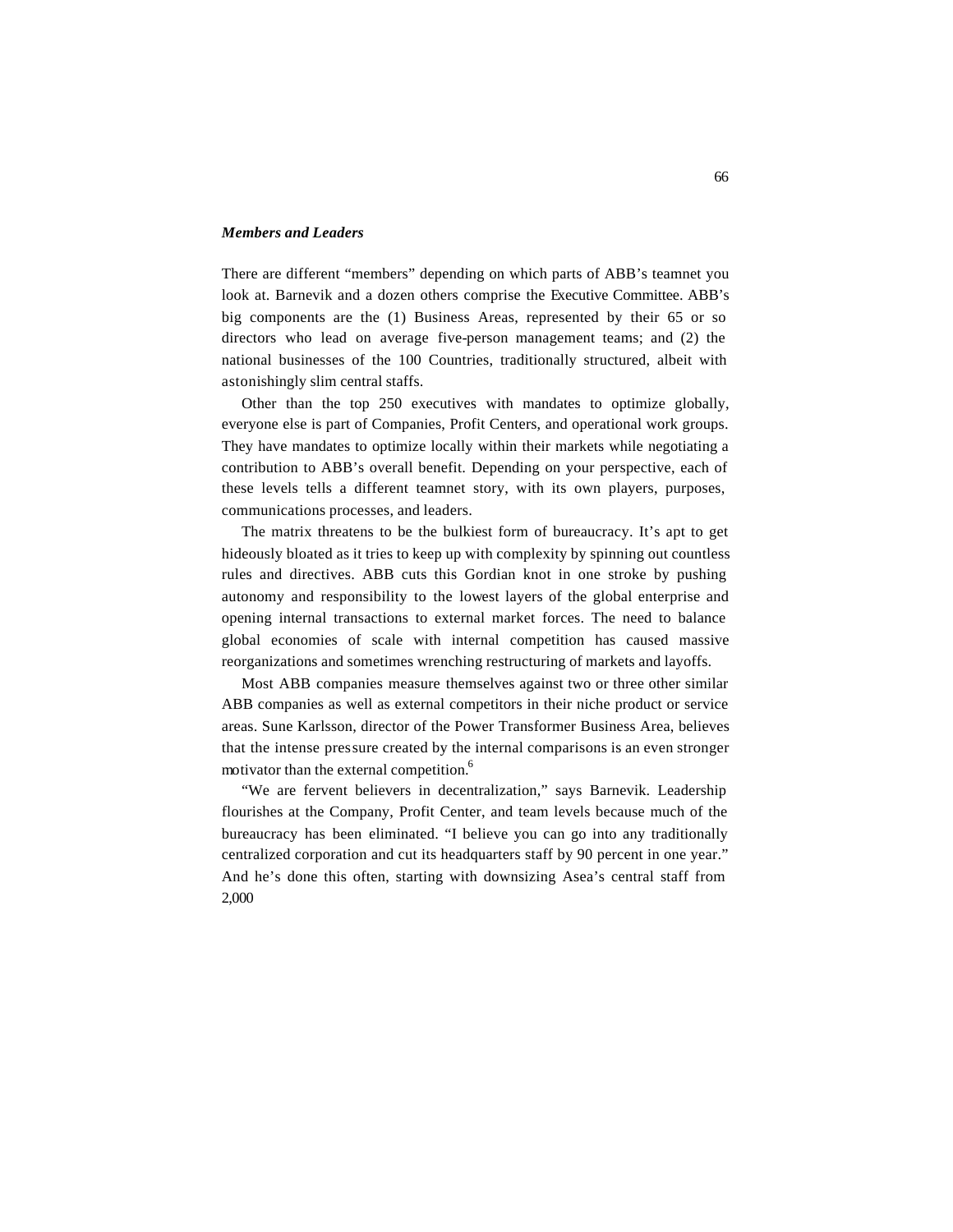### *Members and Leaders*

There are different "members" depending on which parts of ABB's teamnet you look at. Barnevik and a dozen others comprise the Executive Committee. ABB's big components are the (1) Business Areas, represented by their 65 or so directors who lead on average five-person management teams; and (2) the national businesses of the 100 Countries, traditionally structured, albeit with astonishingly slim central staffs.

Other than the top 250 executives with mandates to optimize globally, everyone else is part of Companies, Profit Centers, and operational work groups. They have mandates to optimize locally within their markets while negotiating a contribution to ABB's overall benefit. Depending on your perspective, each of these levels tells a different teamnet story, with its own players, purposes, communications processes, and leaders.

The matrix threatens to be the bulkiest form of bureaucracy. It's apt to get hideously bloated as it tries to keep up with complexity by spinning out countless rules and directives. ABB cuts this Gordian knot in one stroke by pushing autonomy and responsibility to the lowest layers of the global enterprise and opening internal transactions to external market forces. The need to balance global economies of scale with internal competition has caused massive reorganizations and sometimes wrenching restructuring of markets and layoffs.

Most ABB companies measure themselves against two or three other similar ABB companies as well as external competitors in their niche product or service areas. Sune Karlsson, director of the Power Transformer Business Area, believes that the intense pressure created by the internal comparisons is an even stronger motivator than the external competition.[6]

"We are fervent believers in decentralization," says Barnevik. Leadership flourishes at the Company, Profit Center, and team levels because much of the bureaucracy has been eliminated. "I believe you can go into any traditionally centralized corporation and cut its headquarters staff by 90 percent in one year." And he's done this often, starting with downsizing Asea's central staff from 2,000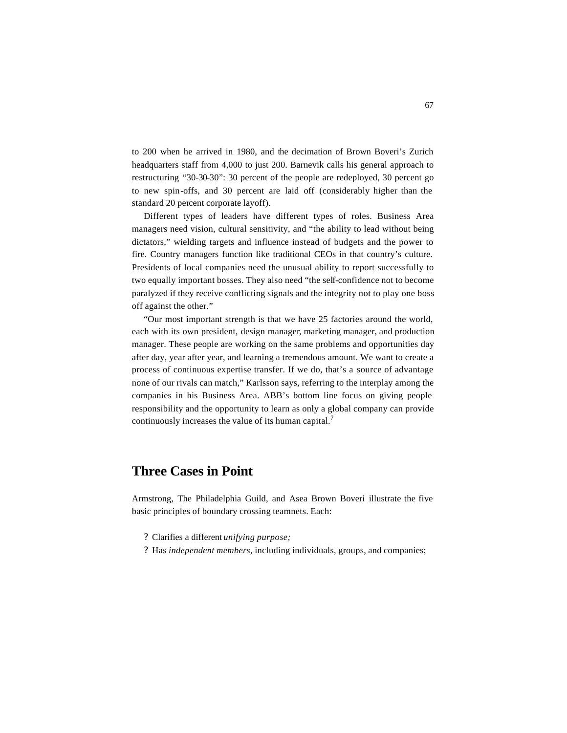to 200 when he arrived in 1980, and the decimation of Brown Boveri's Zurich headquarters staff from 4,000 to just 200. Barnevik calls his general approach to restructuring "30-30-30": 30 percent of the people are redeployed, 30 percent go to new spin-offs, and 30 percent are laid off (considerably higher than the standard 20 percent corporate layoff).

Different types of leaders have different types of roles. Business Area managers need vision, cultural sensitivity, and "the ability to lead without being dictators," wielding targets and influence instead of budgets and the power to fire. Country managers function like traditional CEOs in that country's culture. Presidents of local companies need the unusual ability to report successfully to two equally important bosses. They also need "the self-confidence not to become paralyzed if they receive conflicting signals and the integrity not to play one boss off against the other."

"Our most important strength is that we have 25 factories around the world, each with its own president, design manager, marketing manager, and production manager. These people are working on the same problems and opportunities day after day, year after year, and learning a tremendous amount. We want to create a process of continuous expertise transfer. If we do, that's a source of advantage none of our rivals can match," Karlsson says, referring to the interplay among the companies in his Business Area. ABB's bottom line focus on giving people responsibility and the opportunity to learn as only a global company can provide continuously increases the value of its human capital.[7]

## Three Cases in Point

Armstrong, The Philadelphia Guild, and Asea Brown Boveri illustrate the five basic principles of boundary crossing teamnets. Each:

- Clarifies a different *unifying purpose;*
- Has *independent members,* including individuals, groups, and companies;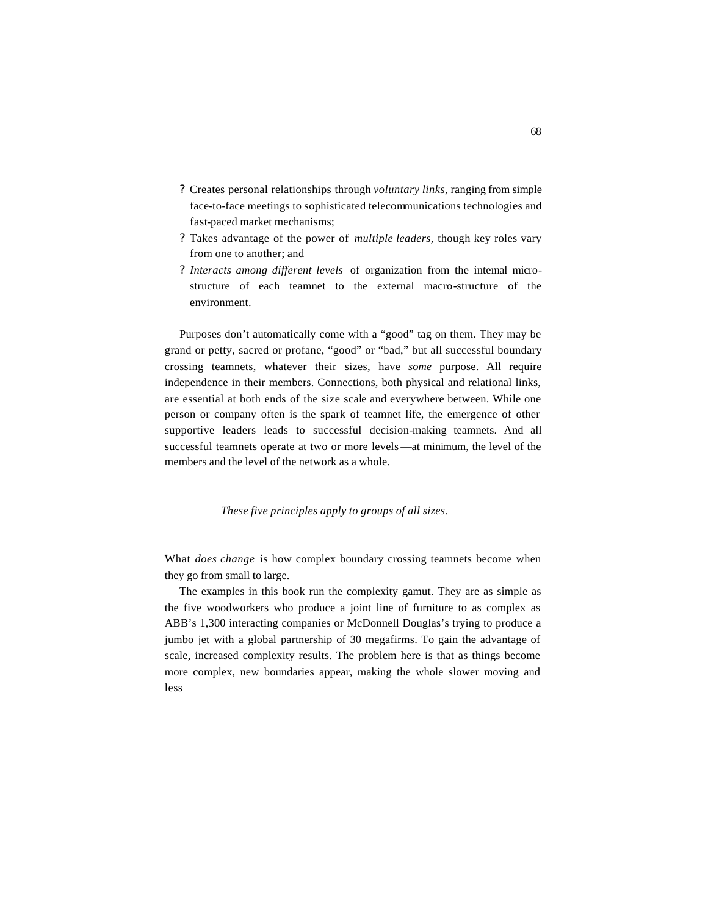- Creates personal relationships through *voluntary links,* ranging from simple face-to-face meetings to sophisticated telecommunications technologies and fast-paced market mechanisms;
- Takes advantage of the power of *multiple leaders,* though key roles vary from one to another; and
- *Interacts among different levels* of organization from the internal micro-structure of each teamnet to the external macro-structure of the environment.

Purposes don't automatically come with a "good" tag on them. They may be grand or petty, sacred or profane, "good" or "bad," but all successful boundary crossing teamnets, whatever their sizes, have *some* purpose. All require independence in their members. Connections, both physical and relational links, are essential at both ends of the size scale and everywhere between. While one person or company often is the spark of teamnet life, the emergence of other supportive leaders leads to successful decision-making teamnets. And all successful teamnets operate at two or more levels—at minimum, the level of the members and the level of the network as a whole.

*These five principles apply to groups of all sizes.*

What *does change* is how complex boundary crossing teamnets become when they go from small to large.

The examples in this book run the complexity gamut. They are as simple as the five woodworkers who produce a joint line of furniture to as complex as ABB's 1,300 interacting companies or McDonnell Douglas's trying to produce a jumbo jet with a global partnership of 30 megafirms. To gain the advantage of scale, increased complexity results. The problem here is that as things become more complex, new boundaries appear, making the whole slower moving and less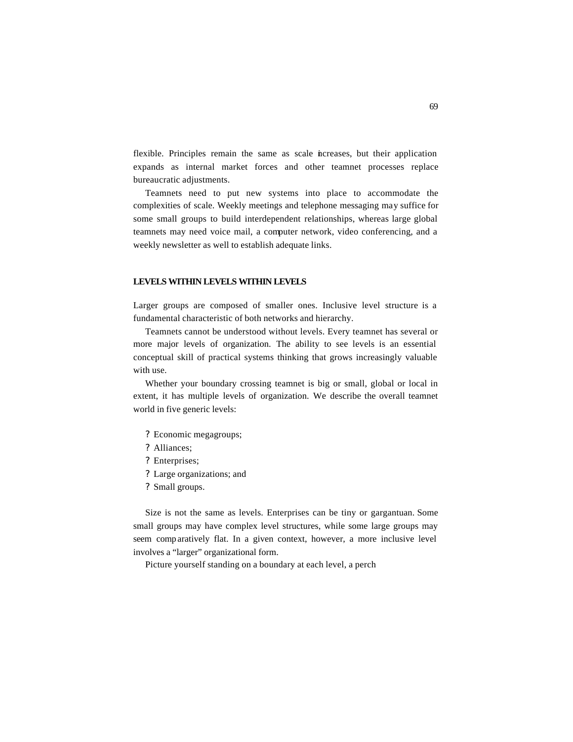flexible. Principles remain the same as scale increases, but their application expands as internal market forces and other teamnet processes replace bureaucratic adjustments.

Teamnets need to put new systems into place to accommodate the complexities of scale. Weekly meetings and telephone messaging may suffice for some small groups to build interdependent relationships, whereas large global teamnets may need voice mail, a computer network, video conferencing, and a weekly newsletter as well to establish adequate links.

## LEVELS WITHIN LEVELS WITHIN LEVELS

Larger groups are composed of smaller ones. Inclusive level structure is a fundamental characteristic of both networks and hierarchy.

Teamnets cannot be understood without levels. Every teamnet has several or more major levels of organization. The ability to see levels is an essential conceptual skill of practical systems thinking that grows increasingly valuable with use.

Whether your boundary crossing teamnet is big or small, global or local in extent, it has multiple levels of organization. We describe the overall teamnet world in five generic levels:

- Economic megagroups;
- Alliances;
- Enterprises;
- Large organizations; and
- Small groups.

Size is not the same as levels. Enterprises can be tiny or gargantuan. Some small groups may have complex level structures, while some large groups may seem comparatively flat. In a given context, however, a more inclusive level involves a "larger" organizational form.

Picture yourself standing on a boundary at each level, a perch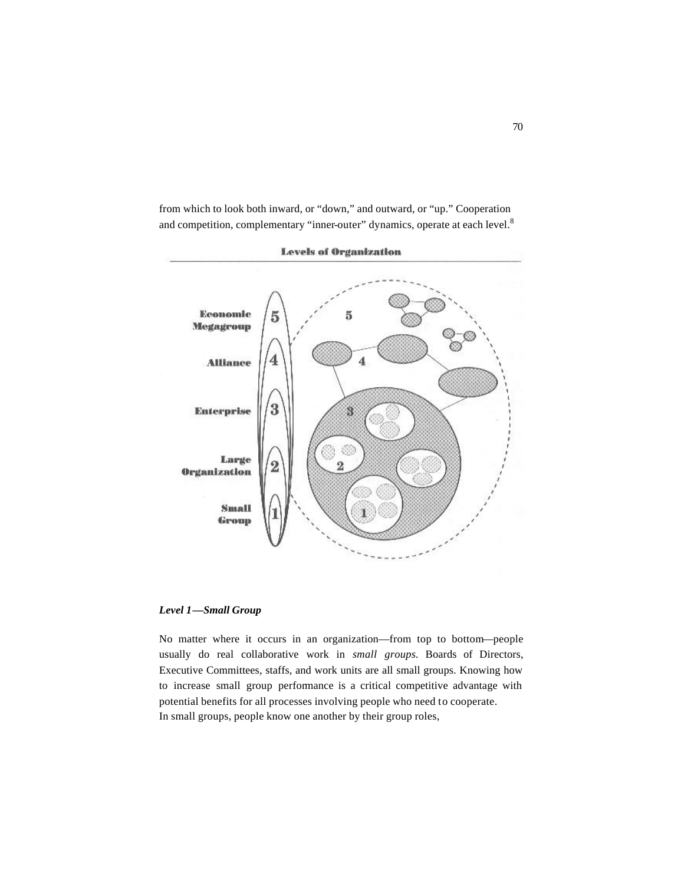from which to look both inward, or "down," and outward, or "up." Cooperation and competition, complementary "inner-outer" dynamics, operate at each level.[8]

**Levels of Organization**

5 Economic Megagroup

4 Alliance

3 Enterprise

2 Large Organization

1 Small Group

### *Level 1—Small Group*

No matter where it occurs in an organization—from top to bottom—people usually do real collaborative work in *small groups.* Boards of Directors, Executive Committees, staffs, and work units are all small groups. Knowing how to increase small group performance is a critical competitive advantage with potential benefits for all processes involving people who need to cooperate.

In small groups, people know one another by their group roles,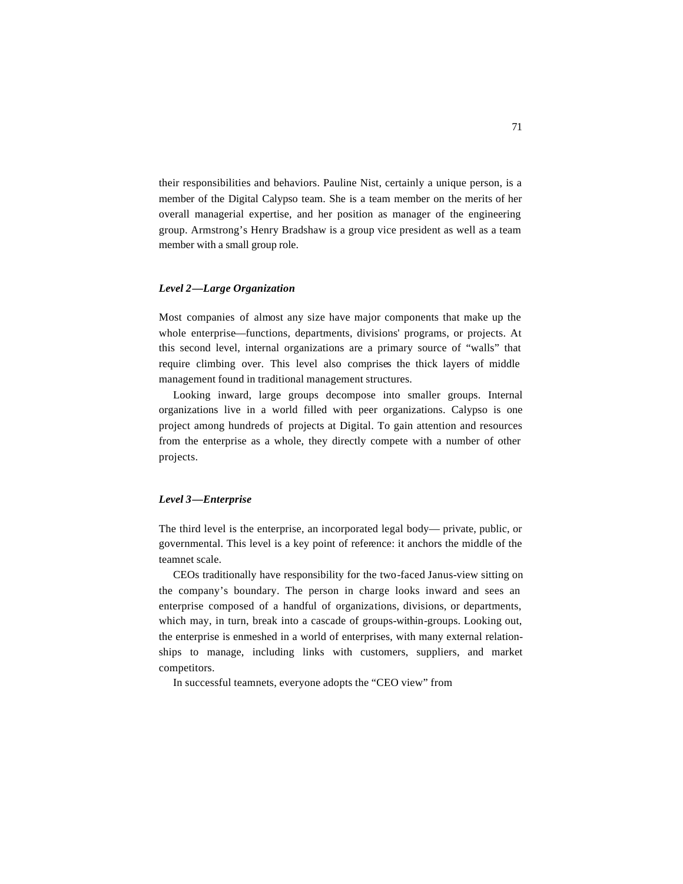their responsibilities and behaviors. Pauline Nist, certainly a unique person, is a member of the Digital Calypso team. She is a team member on the merits of her overall managerial expertise, and her position as manager of the engineering group. Armstrong's Henry Bradshaw is a group vice president as well as a team member with a small group role.

### *Level 2—Large Organization*

Most companies of almost any size have major components that make up the whole enterprise—functions, departments, divisions' programs, or projects. At this second level, internal organizations are a primary source of "walls" that require climbing over. This level also comprises the thick layers of middle management found in traditional management structures.

Looking inward, large groups decompose into smaller groups. Internal organizations live in a world filled with peer organizations. Calypso is one project among hundreds of projects at Digital. To gain attention and resources from the enterprise as a whole, they directly compete with a number of other projects.

### *Level 3—Enterprise*

The third level is the enterprise, an incorporated legal body— private, public, or governmental. This level is a key point of reference: it anchors the middle of the teamnet scale.

CEOs traditionally have responsibility for the two-faced Janus-view sitting on the company's boundary. The person in charge looks inward and sees an enterprise composed of a handful of organizations, divisions, or departments, which may, in turn, break into a cascade of groups-within-groups. Looking out, the enterprise is enmeshed in a world of enterprises, with many external relationships to manage, including links with customers, suppliers, and market competitors.

In successful teamnets, everyone adopts the "CEO view" from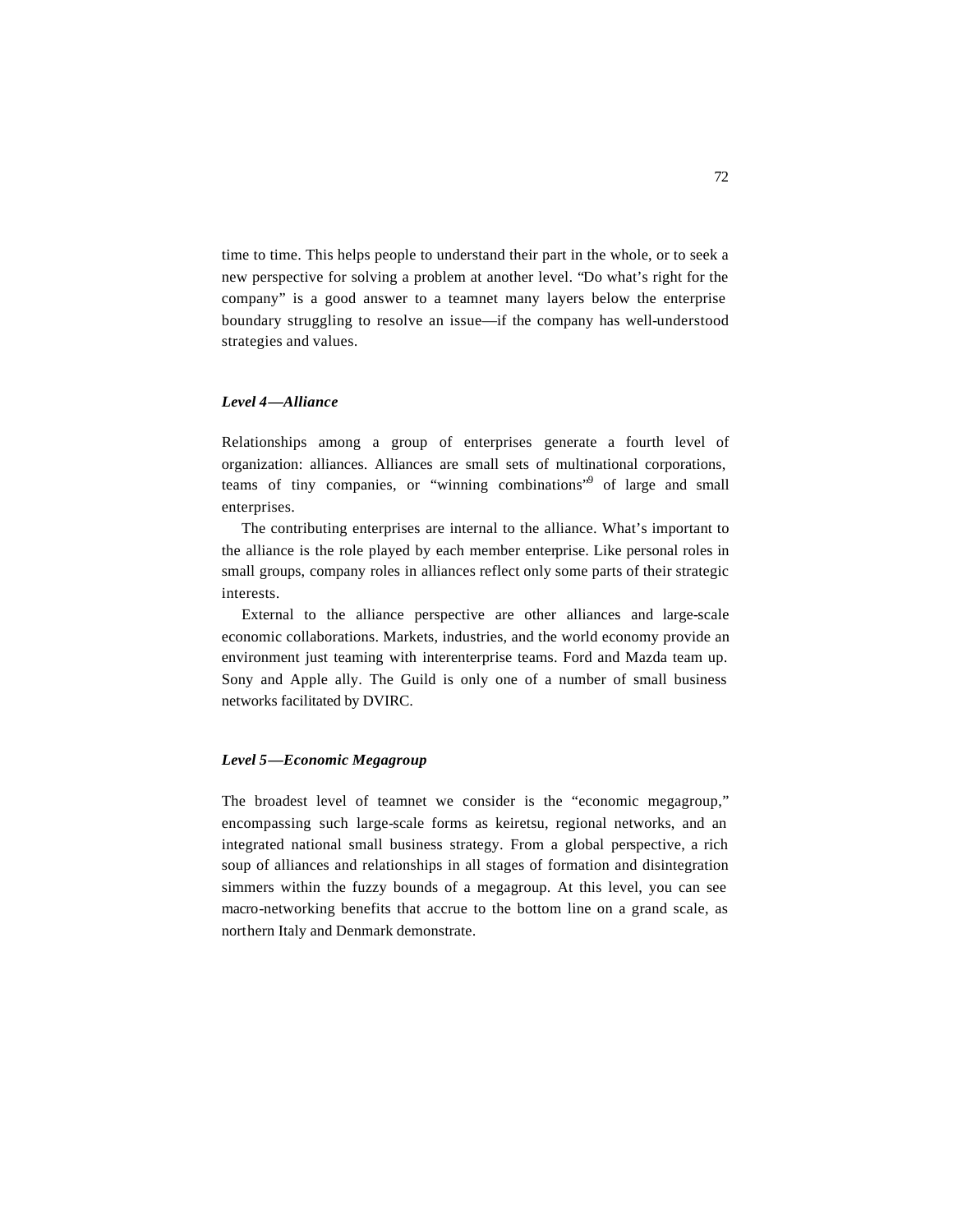time to time. This helps people to understand their part in the whole, or to seek a new perspective for solving a problem at another level. "Do what's right for the company" is a good answer to a teamnet many layers below the enterprise boundary struggling to resolve an issue—if the company has well-understood strategies and values.

### *Level 4—Alliance*

Relationships among a group of enterprises generate a fourth level of organization: alliances. Alliances are small sets of multinational corporations, teams of tiny companies, or "winning combinations"[9] of large and small enterprises.

The contributing enterprises are internal to the alliance. What's important to the alliance is the role played by each member enterprise. Like personal roles in small groups, company roles in alliances reflect only some parts of their strategic interests.

External to the alliance perspective are other alliances and large-scale economic collaborations. Markets, industries, and the world economy provide an environment just teaming with interenterprise teams. Ford and Mazda team up. Sony and Apple ally. The Guild is only one of a number of small business networks facilitated by DVIRC.

### *Level 5—Economic Megagroup*

The broadest level of teamnet we consider is the "economic megagroup," encompassing such large-scale forms as keiretsu, regional networks, and an integrated national small business strategy. From a global perspective, a rich soup of alliances and relationships in all stages of formation and disintegration simmers within the fuzzy bounds of a megagroup. At this level, you can see macro-networking benefits that accrue to the bottom line on a grand scale, as northern Italy and Denmark demonstrate.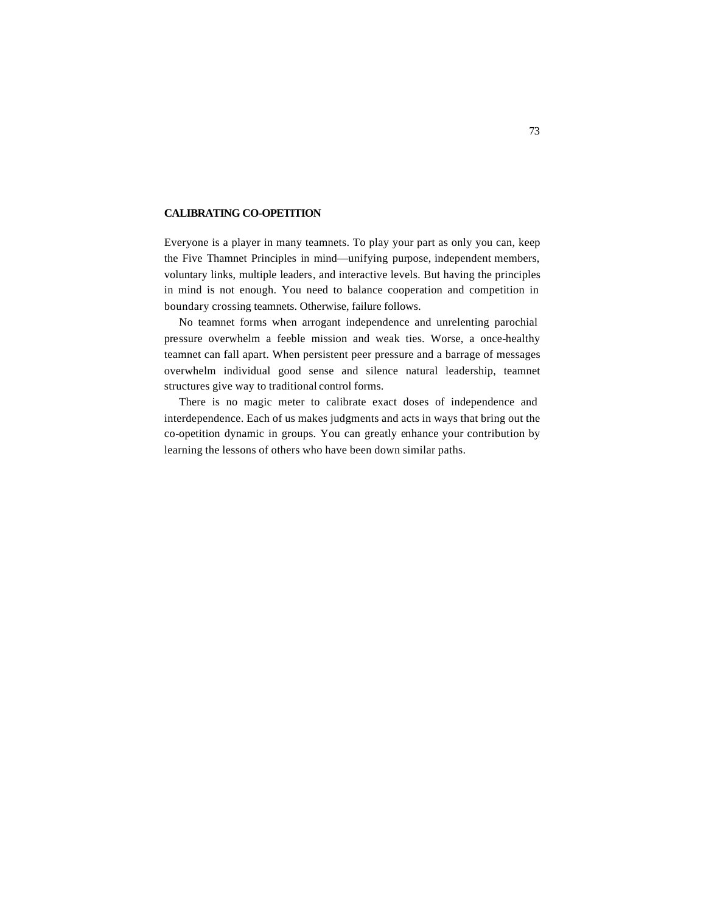## CALIBRATING CO-OPETITION

Everyone is a player in many teamnets. To play your part as only you can, keep the Five Thamnet Principles in mind—unifying purpose, independent members, voluntary links, multiple leaders, and interactive levels. But having the principles in mind is not enough. You need to balance cooperation and competition in boundary crossing teamnets. Otherwise, failure follows.

No teamnet forms when arrogant independence and unrelenting parochial pressure overwhelm a feeble mission and weak ties. Worse, a once-healthy teamnet can fall apart. When persistent peer pressure and a barrage of messages overwhelm individual good sense and silence natural leadership, teamnet structures give way to traditional control forms.

There is no magic meter to calibrate exact doses of independence and interdependence. Each of us makes judgments and acts in ways that bring out the co-opetition dynamic in groups. You can greatly enhance your contribution by learning the lessons of others who have been down similar paths.